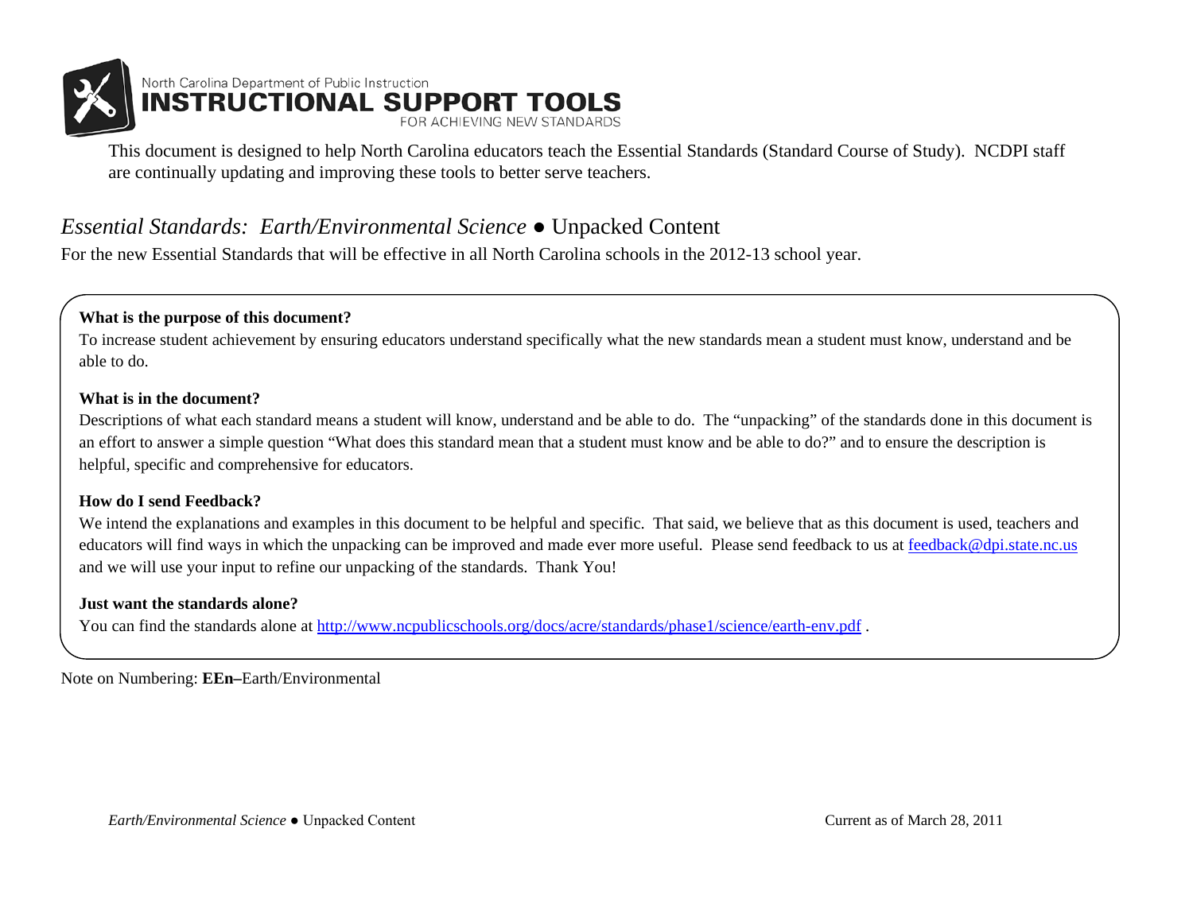North Carolina Department of Public Instruction
**INSTRUCTIONAL SUPPORT TOOLS**
FOR ACHIEVING NEW STANDARDS

This document is designed to help North Carolina educators teach the Essential Standards (Standard Course of Study). NCDPI staff are continually updating and improving these tools to better serve teachers.

# *Essential Standards: Earth/Environmental Science* ● Unpacked Content

For the new Essential Standards that will be effective in all North Carolina schools in the 2012-13 school year.

**What is the purpose of this document?**

To increase student achievement by ensuring educators understand specifically what the new standards mean a student must know, understand and be able to do.

**What is in the document?**

Descriptions of what each standard means a student will know, understand and be able to do. The "unpacking" of the standards done in this document is an effort to answer a simple question "What does this standard mean that a student must know and be able to do?" and to ensure the description is helpful, specific and comprehensive for educators.

**How do I send Feedback?**

We intend the explanations and examples in this document to be helpful and specific. That said, we believe that as this document is used, teachers and educators will find ways in which the unpacking can be improved and made ever more useful. Please send feedback to us at feedback@dpi.state.nc.us and we will use your input to refine our unpacking of the standards. Thank You!

**Just want the standards alone?**

You can find the standards alone at http://www.ncpublicschools.org/docs/acre/standards/phase1/science/earth-env.pdf .

Note on Numbering: **EEn**–Earth/Environmental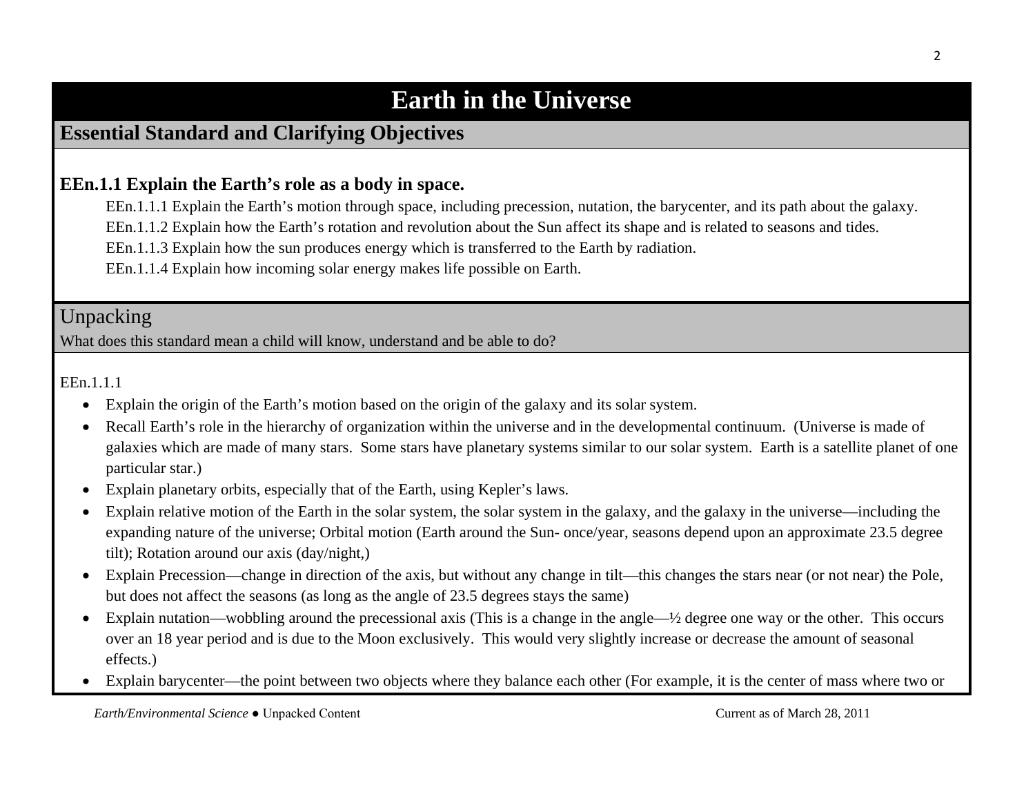# Earth in the Universe

## Essential Standard and Clarifying Objectives

**EEn.1.1 Explain the Earth's role as a body in space.**

EEn.1.1.1 Explain the Earth's motion through space, including precession, nutation, the barycenter, and its path about the galaxy.

EEn.1.1.2 Explain how the Earth's rotation and revolution about the Sun affect its shape and is related to seasons and tides.

EEn.1.1.3 Explain how the sun produces energy which is transferred to the Earth by radiation.

EEn.1.1.4 Explain how incoming solar energy makes life possible on Earth.

## Unpacking

What does this standard mean a child will know, understand and be able to do?

EEn.1.1.1

- Explain the origin of the Earth's motion based on the origin of the galaxy and its solar system.
- Recall Earth's role in the hierarchy of organization within the universe and in the developmental continuum. (Universe is made of galaxies which are made of many stars. Some stars have planetary systems similar to our solar system. Earth is a satellite planet of one particular star.)
- Explain planetary orbits, especially that of the Earth, using Kepler's laws.
- Explain relative motion of the Earth in the solar system, the solar system in the galaxy, and the galaxy in the universe—including the expanding nature of the universe; Orbital motion (Earth around the Sun- once/year, seasons depend upon an approximate 23.5 degree tilt); Rotation around our axis (day/night,)
- Explain Precession—change in direction of the axis, but without any change in tilt—this changes the stars near (or not near) the Pole, but does not affect the seasons (as long as the angle of 23.5 degrees stays the same)
- Explain nutation—wobbling around the precessional axis (This is a change in the angle—½ degree one way or the other. This occurs over an 18 year period and is due to the Moon exclusively. This would very slightly increase or decrease the amount of seasonal effects.)
- Explain barycenter—the point between two objects where they balance each other (For example, it is the center of mass where two or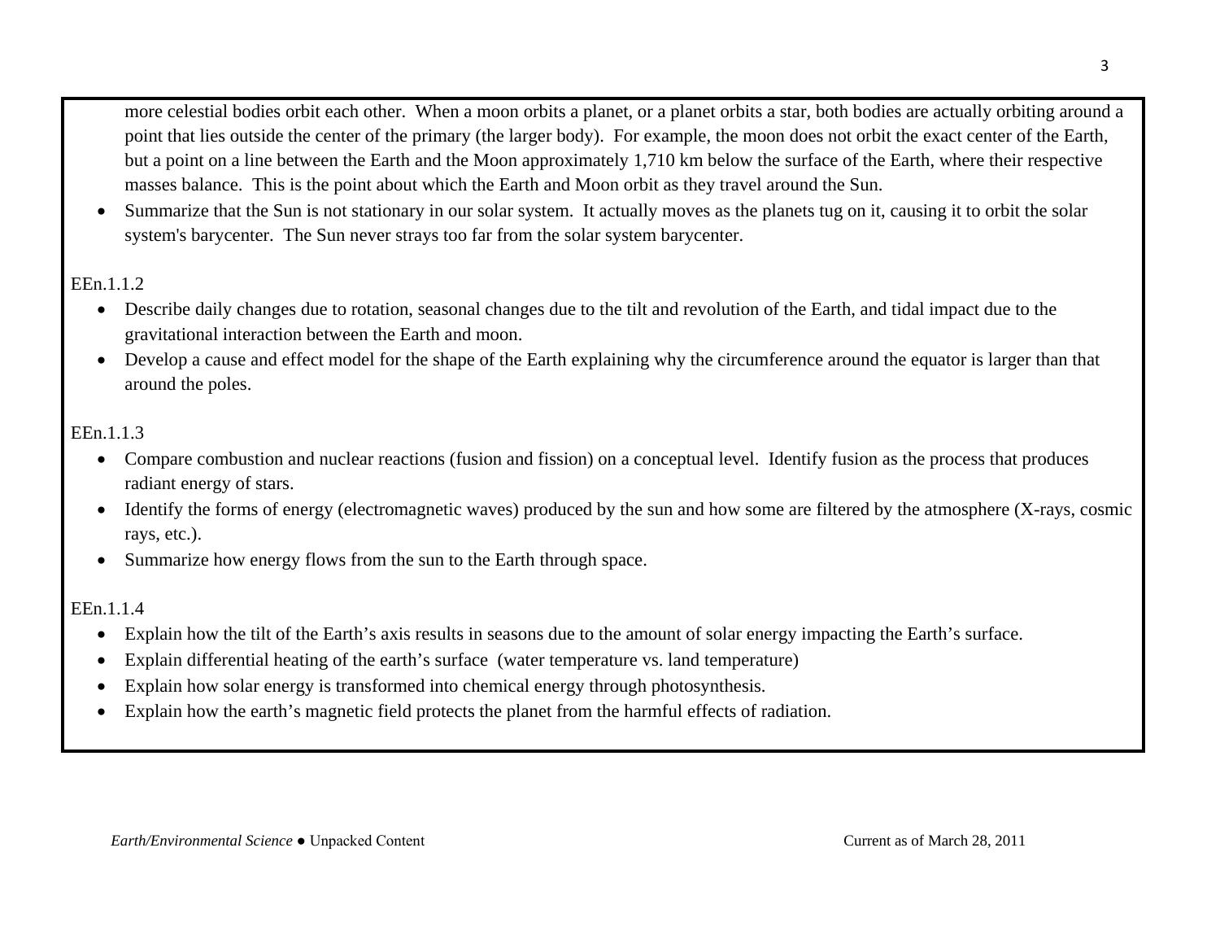more celestial bodies orbit each other. When a moon orbits a planet, or a planet orbits a star, both bodies are actually orbiting around a point that lies outside the center of the primary (the larger body). For example, the moon does not orbit the exact center of the Earth, but a point on a line between the Earth and the Moon approximately 1,710 km below the surface of the Earth, where their respective masses balance. This is the point about which the Earth and Moon orbit as they travel around the Sun.

- Summarize that the Sun is not stationary in our solar system. It actually moves as the planets tug on it, causing it to orbit the solar system's barycenter. The Sun never strays too far from the solar system barycenter.

EEn.1.1.2

- Describe daily changes due to rotation, seasonal changes due to the tilt and revolution of the Earth, and tidal impact due to the gravitational interaction between the Earth and moon.
- Develop a cause and effect model for the shape of the Earth explaining why the circumference around the equator is larger than that around the poles.

EEn.1.1.3

- Compare combustion and nuclear reactions (fusion and fission) on a conceptual level. Identify fusion as the process that produces radiant energy of stars.
- Identify the forms of energy (electromagnetic waves) produced by the sun and how some are filtered by the atmosphere (X-rays, cosmic rays, etc.).
- Summarize how energy flows from the sun to the Earth through space.

EEn.1.1.4

- Explain how the tilt of the Earth's axis results in seasons due to the amount of solar energy impacting the Earth's surface.
- Explain differential heating of the earth's surface (water temperature vs. land temperature)
- Explain how solar energy is transformed into chemical energy through photosynthesis.
- Explain how the earth's magnetic field protects the planet from the harmful effects of radiation.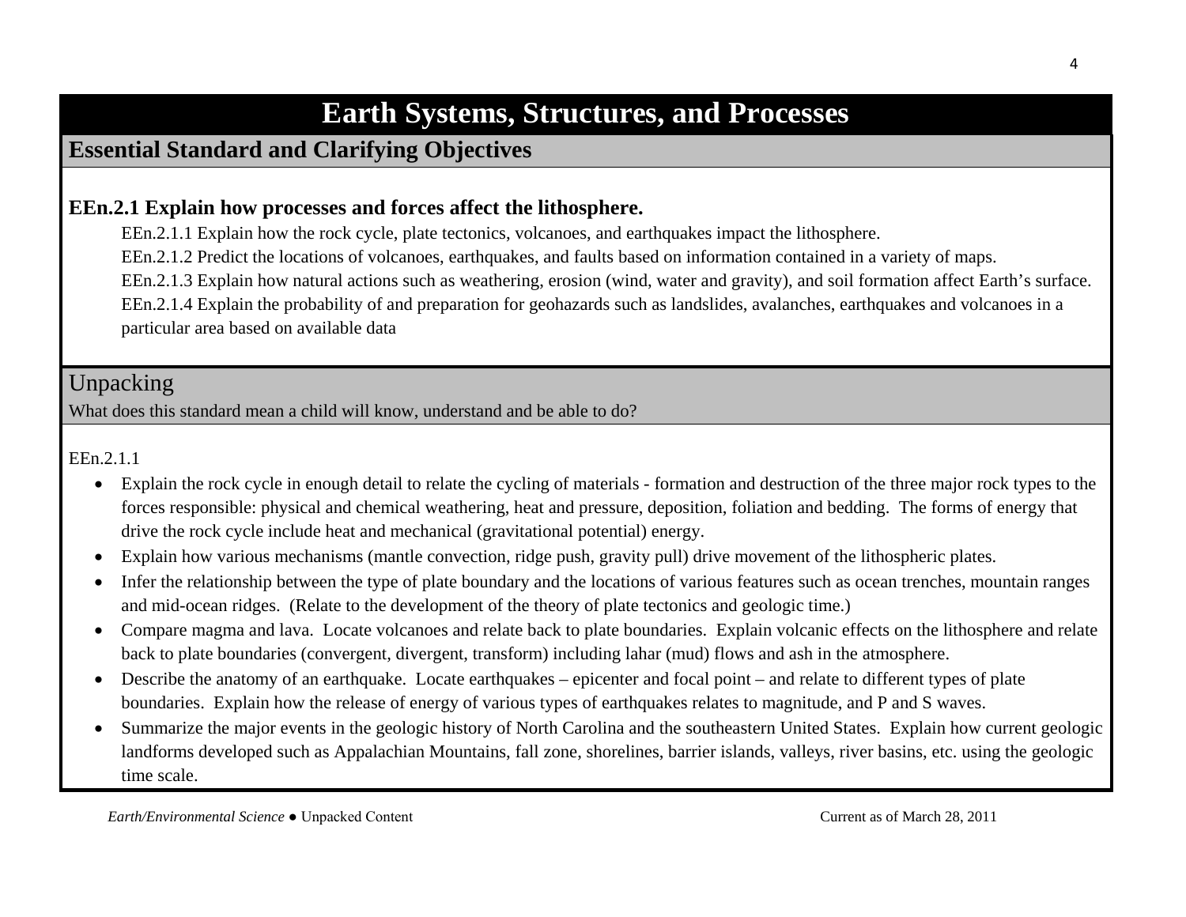# Earth Systems, Structures, and Processes

## Essential Standard and Clarifying Objectives

**EEn.2.1 Explain how processes and forces affect the lithosphere.**

EEn.2.1.1 Explain how the rock cycle, plate tectonics, volcanoes, and earthquakes impact the lithosphere.

EEn.2.1.2 Predict the locations of volcanoes, earthquakes, and faults based on information contained in a variety of maps.

EEn.2.1.3 Explain how natural actions such as weathering, erosion (wind, water and gravity), and soil formation affect Earth's surface.

EEn.2.1.4 Explain the probability of and preparation for geohazards such as landslides, avalanches, earthquakes and volcanoes in a particular area based on available data

## Unpacking

What does this standard mean a child will know, understand and be able to do?

EEn.2.1.1

- Explain the rock cycle in enough detail to relate the cycling of materials - formation and destruction of the three major rock types to the forces responsible: physical and chemical weathering, heat and pressure, deposition, foliation and bedding. The forms of energy that drive the rock cycle include heat and mechanical (gravitational potential) energy.
- Explain how various mechanisms (mantle convection, ridge push, gravity pull) drive movement of the lithospheric plates.
- Infer the relationship between the type of plate boundary and the locations of various features such as ocean trenches, mountain ranges and mid-ocean ridges. (Relate to the development of the theory of plate tectonics and geologic time.)
- Compare magma and lava. Locate volcanoes and relate back to plate boundaries. Explain volcanic effects on the lithosphere and relate back to plate boundaries (convergent, divergent, transform) including lahar (mud) flows and ash in the atmosphere.
- Describe the anatomy of an earthquake. Locate earthquakes – epicenter and focal point – and relate to different types of plate boundaries. Explain how the release of energy of various types of earthquakes relates to magnitude, and P and S waves.
- Summarize the major events in the geologic history of North Carolina and the southeastern United States. Explain how current geologic landforms developed such as Appalachian Mountains, fall zone, shorelines, barrier islands, valleys, river basins, etc. using the geologic time scale.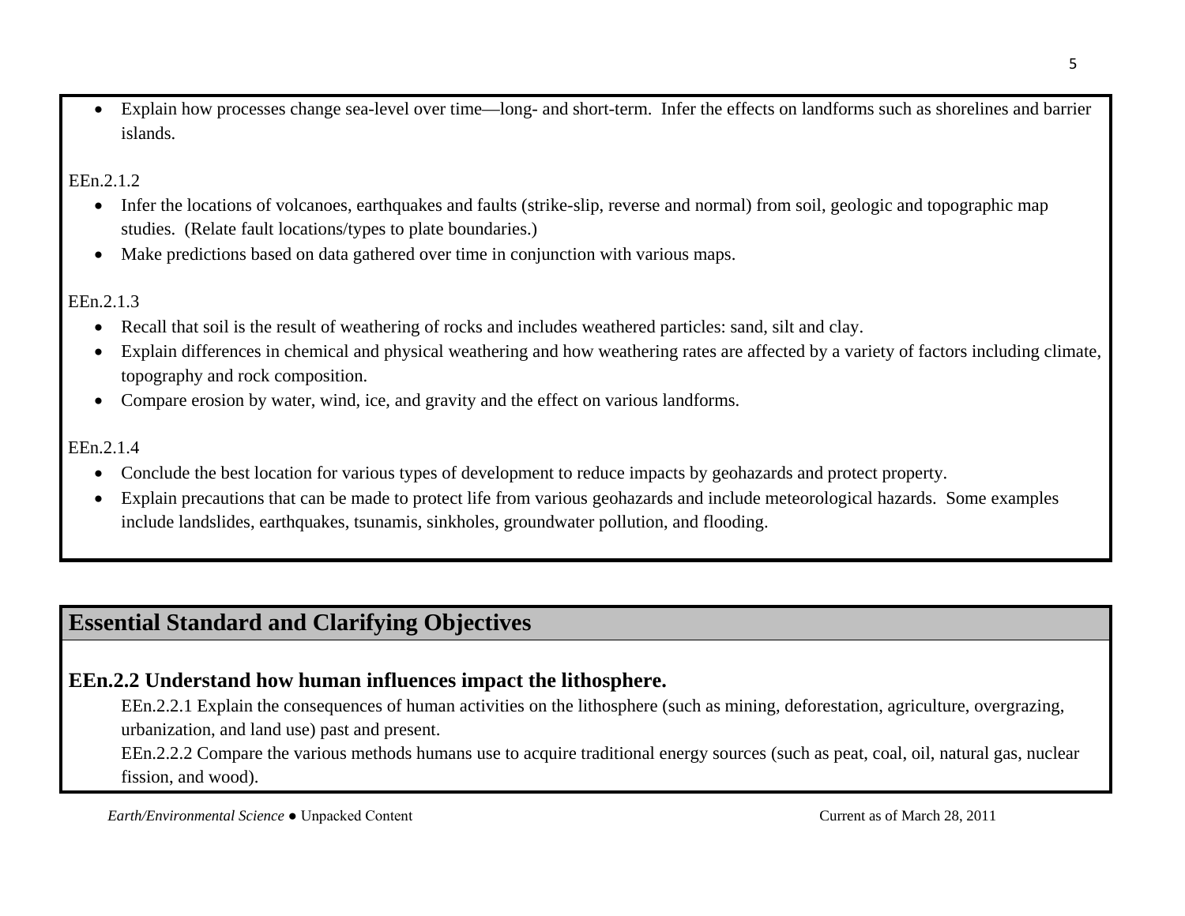- Explain how processes change sea-level over time—long- and short-term. Infer the effects on landforms such as shorelines and barrier islands.

EEn.2.1.2

- Infer the locations of volcanoes, earthquakes and faults (strike-slip, reverse and normal) from soil, geologic and topographic map studies. (Relate fault locations/types to plate boundaries.)
- Make predictions based on data gathered over time in conjunction with various maps.

EEn.2.1.3

- Recall that soil is the result of weathering of rocks and includes weathered particles: sand, silt and clay.
- Explain differences in chemical and physical weathering and how weathering rates are affected by a variety of factors including climate, topography and rock composition.
- Compare erosion by water, wind, ice, and gravity and the effect on various landforms.

EEn.2.1.4

- Conclude the best location for various types of development to reduce impacts by geohazards and protect property.
- Explain precautions that can be made to protect life from various geohazards and include meteorological hazards. Some examples include landslides, earthquakes, tsunamis, sinkholes, groundwater pollution, and flooding.

## Essential Standard and Clarifying Objectives

### EEn.2.2 Understand how human influences impact the lithosphere.

EEn.2.2.1 Explain the consequences of human activities on the lithosphere (such as mining, deforestation, agriculture, overgrazing, urbanization, and land use) past and present.

EEn.2.2.2 Compare the various methods humans use to acquire traditional energy sources (such as peat, coal, oil, natural gas, nuclear fission, and wood).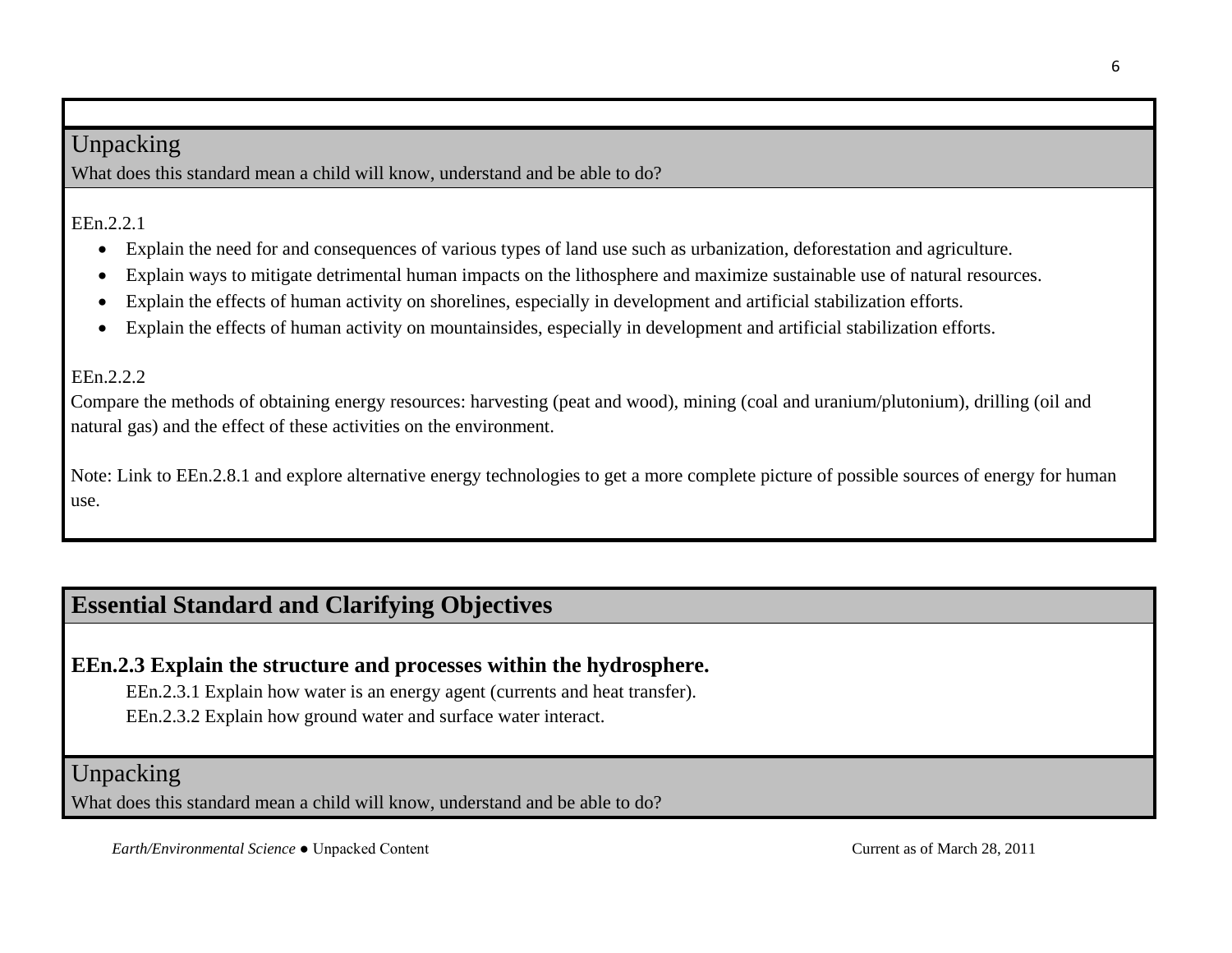## Unpacking

What does this standard mean a child will know, understand and be able to do?

EEn.2.2.1

- Explain the need for and consequences of various types of land use such as urbanization, deforestation and agriculture.
- Explain ways to mitigate detrimental human impacts on the lithosphere and maximize sustainable use of natural resources.
- Explain the effects of human activity on shorelines, especially in development and artificial stabilization efforts.
- Explain the effects of human activity on mountainsides, especially in development and artificial stabilization efforts.

EEn.2.2.2

Compare the methods of obtaining energy resources: harvesting (peat and wood), mining (coal and uranium/plutonium), drilling (oil and natural gas) and the effect of these activities on the environment.

Note: Link to EEn.2.8.1 and explore alternative energy technologies to get a more complete picture of possible sources of energy for human use.

## Essential Standard and Clarifying Objectives

**EEn.2.3 Explain the structure and processes within the hydrosphere.**

EEn.2.3.1 Explain how water is an energy agent (currents and heat transfer).

EEn.2.3.2 Explain how ground water and surface water interact.

## Unpacking

What does this standard mean a child will know, understand and be able to do?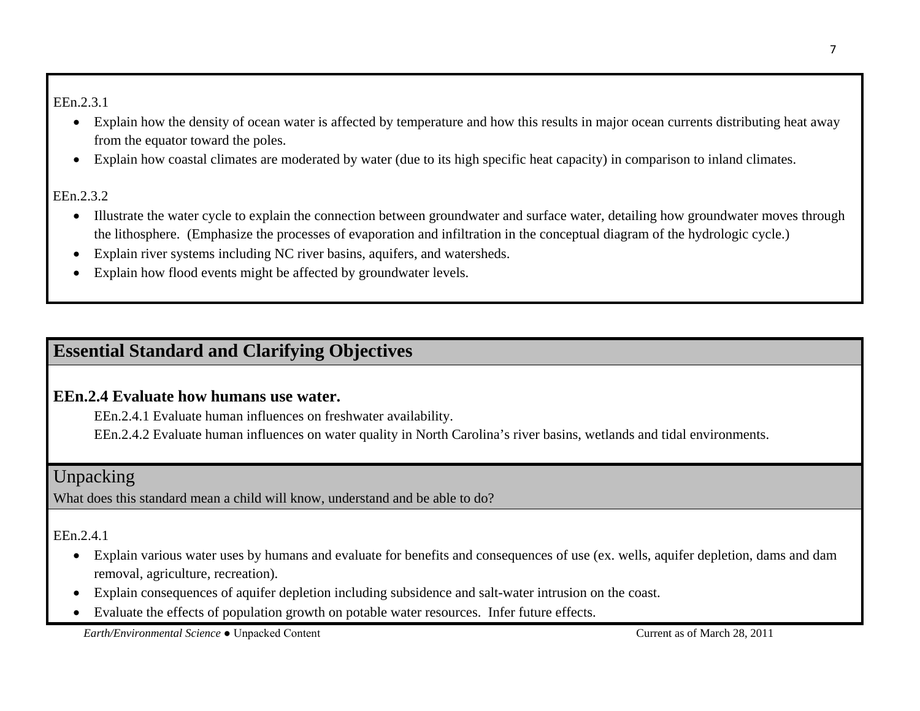EEn.2.3.1

- Explain how the density of ocean water is affected by temperature and how this results in major ocean currents distributing heat away from the equator toward the poles.
- Explain how coastal climates are moderated by water (due to its high specific heat capacity) in comparison to inland climates.

EEn.2.3.2

- Illustrate the water cycle to explain the connection between groundwater and surface water, detailing how groundwater moves through the lithosphere. (Emphasize the processes of evaporation and infiltration in the conceptual diagram of the hydrologic cycle.)
- Explain river systems including NC river basins, aquifers, and watersheds.
- Explain how flood events might be affected by groundwater levels.

## Essential Standard and Clarifying Objectives

### EEn.2.4 Evaluate how humans use water.

EEn.2.4.1 Evaluate human influences on freshwater availability.

EEn.2.4.2 Evaluate human influences on water quality in North Carolina's river basins, wetlands and tidal environments.

## Unpacking

What does this standard mean a child will know, understand and be able to do?

EEn.2.4.1

- Explain various water uses by humans and evaluate for benefits and consequences of use (ex. wells, aquifer depletion, dams and dam removal, agriculture, recreation).
- Explain consequences of aquifer depletion including subsidence and salt-water intrusion on the coast.
- Evaluate the effects of population growth on potable water resources. Infer future effects.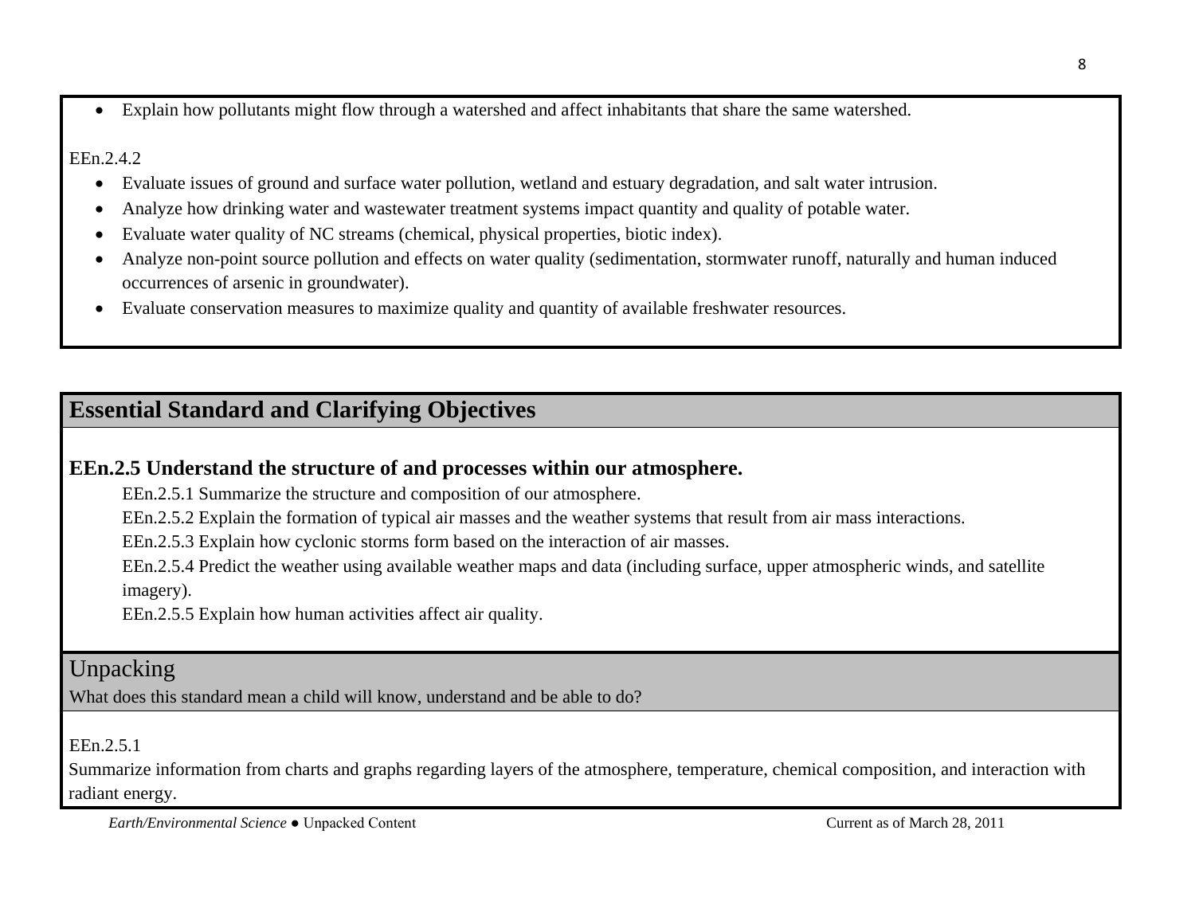- Explain how pollutants might flow through a watershed and affect inhabitants that share the same watershed.

EEn.2.4.2

- Evaluate issues of ground and surface water pollution, wetland and estuary degradation, and salt water intrusion.
- Analyze how drinking water and wastewater treatment systems impact quantity and quality of potable water.
- Evaluate water quality of NC streams (chemical, physical properties, biotic index).
- Analyze non-point source pollution and effects on water quality (sedimentation, stormwater runoff, naturally and human induced occurrences of arsenic in groundwater).
- Evaluate conservation measures to maximize quality and quantity of available freshwater resources.

## Essential Standard and Clarifying Objectives

### EEn.2.5 Understand the structure of and processes within our atmosphere.

EEn.2.5.1 Summarize the structure and composition of our atmosphere.

EEn.2.5.2 Explain the formation of typical air masses and the weather systems that result from air mass interactions.

EEn.2.5.3 Explain how cyclonic storms form based on the interaction of air masses.

EEn.2.5.4 Predict the weather using available weather maps and data (including surface, upper atmospheric winds, and satellite imagery).

EEn.2.5.5 Explain how human activities affect air quality.

## Unpacking

What does this standard mean a child will know, understand and be able to do?

EEn.2.5.1

Summarize information from charts and graphs regarding layers of the atmosphere, temperature, chemical composition, and interaction with radiant energy.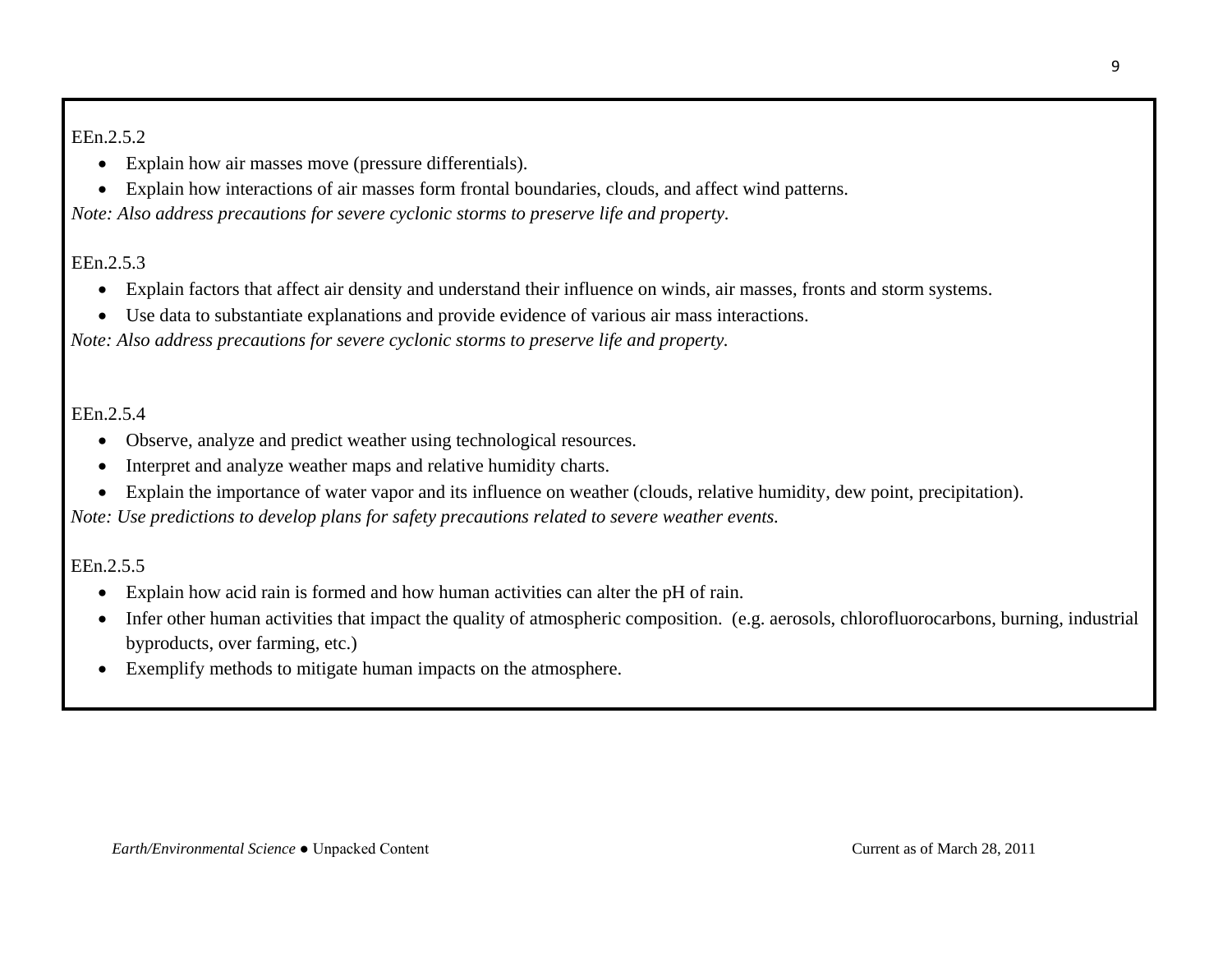EEn.2.5.2

- Explain how air masses move (pressure differentials).
- Explain how interactions of air masses form frontal boundaries, clouds, and affect wind patterns.

*Note: Also address precautions for severe cyclonic storms to preserve life and property.*

EEn.2.5.3

- Explain factors that affect air density and understand their influence on winds, air masses, fronts and storm systems.
- Use data to substantiate explanations and provide evidence of various air mass interactions.

*Note: Also address precautions for severe cyclonic storms to preserve life and property.*

EEn.2.5.4

- Observe, analyze and predict weather using technological resources.
- Interpret and analyze weather maps and relative humidity charts.
- Explain the importance of water vapor and its influence on weather (clouds, relative humidity, dew point, precipitation).

*Note: Use predictions to develop plans for safety precautions related to severe weather events.*

EEn.2.5.5

- Explain how acid rain is formed and how human activities can alter the pH of rain.
- Infer other human activities that impact the quality of atmospheric composition. (e.g. aerosols, chlorofluorocarbons, burning, industrial byproducts, over farming, etc.)
- Exemplify methods to mitigate human impacts on the atmosphere.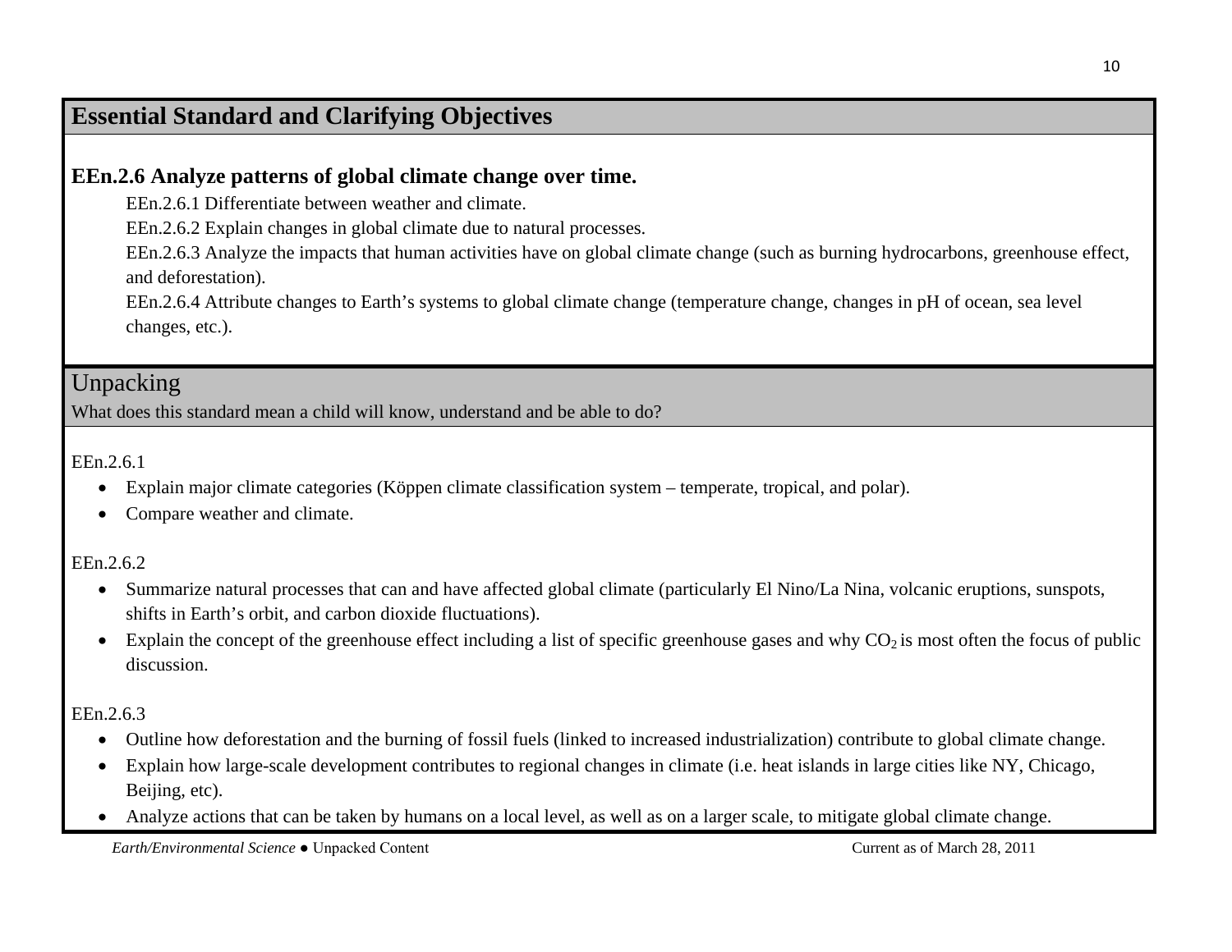## Essential Standard and Clarifying Objectives

**EEn.2.6 Analyze patterns of global climate change over time.**

EEn.2.6.1 Differentiate between weather and climate.

EEn.2.6.2 Explain changes in global climate due to natural processes.

EEn.2.6.3 Analyze the impacts that human activities have on global climate change (such as burning hydrocarbons, greenhouse effect, and deforestation).

EEn.2.6.4 Attribute changes to Earth's systems to global climate change (temperature change, changes in pH of ocean, sea level changes, etc.).

## Unpacking

What does this standard mean a child will know, understand and be able to do?

EEn.2.6.1

- Explain major climate categories (Köppen climate classification system – temperate, tropical, and polar).
- Compare weather and climate.

EEn.2.6.2

- Summarize natural processes that can and have affected global climate (particularly El Nino/La Nina, volcanic eruptions, sunspots, shifts in Earth's orbit, and carbon dioxide fluctuations).
- Explain the concept of the greenhouse effect including a list of specific greenhouse gases and why $CO_2$ is most often the focus of public discussion.

EEn.2.6.3

- Outline how deforestation and the burning of fossil fuels (linked to increased industrialization) contribute to global climate change.
- Explain how large-scale development contributes to regional changes in climate (i.e. heat islands in large cities like NY, Chicago, Beijing, etc).
- Analyze actions that can be taken by humans on a local level, as well as on a larger scale, to mitigate global climate change.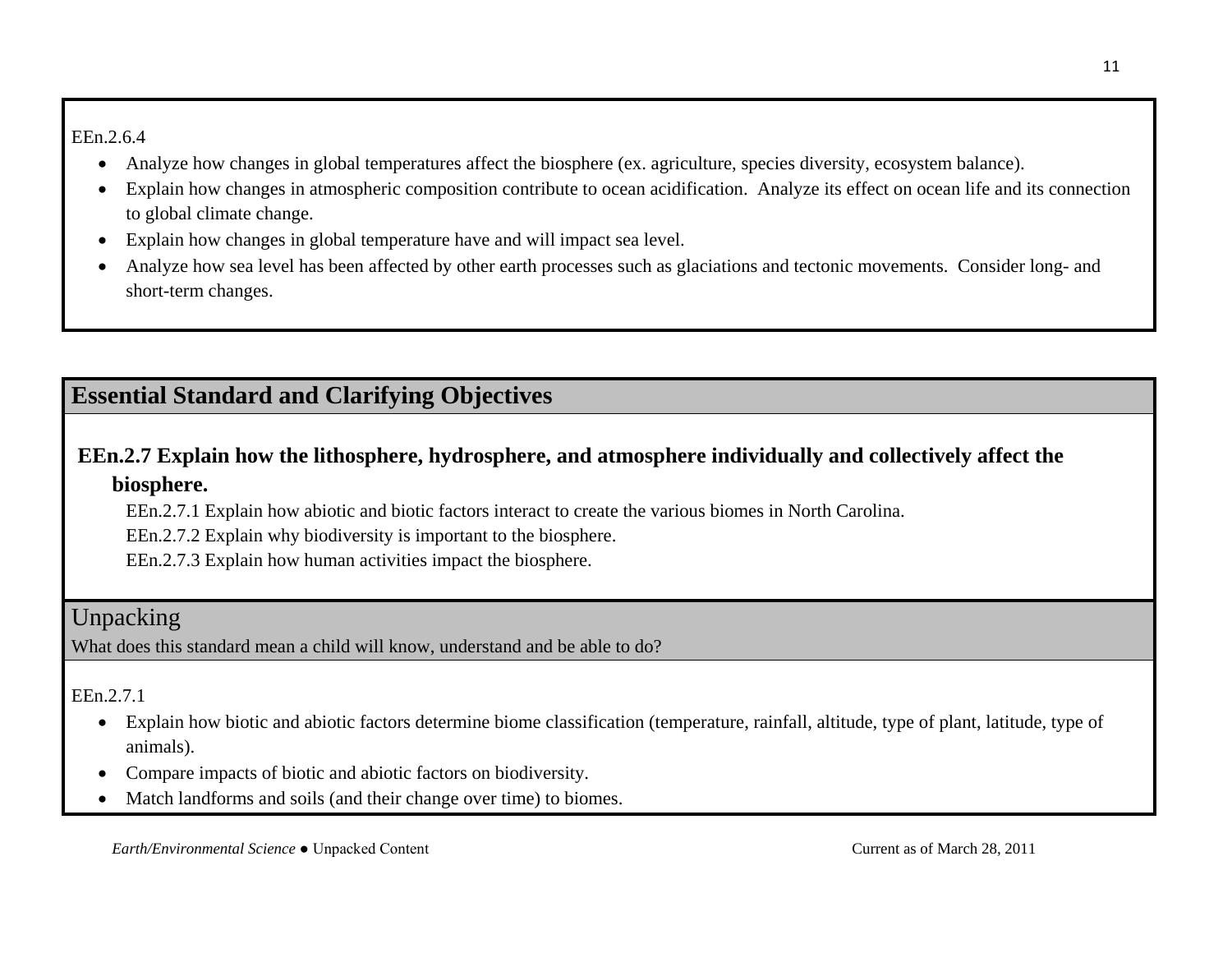EEn.2.6.4

- Analyze how changes in global temperatures affect the biosphere (ex. agriculture, species diversity, ecosystem balance).
- Explain how changes in atmospheric composition contribute to ocean acidification. Analyze its effect on ocean life and its connection to global climate change.
- Explain how changes in global temperature have and will impact sea level.
- Analyze how sea level has been affected by other earth processes such as glaciations and tectonic movements. Consider long- and short-term changes.

## Essential Standard and Clarifying Objectives

**EEn.2.7 Explain how the lithosphere, hydrosphere, and atmosphere individually and collectively affect the biosphere.**

EEn.2.7.1 Explain how abiotic and biotic factors interact to create the various biomes in North Carolina.

EEn.2.7.2 Explain why biodiversity is important to the biosphere.

EEn.2.7.3 Explain how human activities impact the biosphere.

## Unpacking

What does this standard mean a child will know, understand and be able to do?

EEn.2.7.1

- Explain how biotic and abiotic factors determine biome classification (temperature, rainfall, altitude, type of plant, latitude, type of animals).
- Compare impacts of biotic and abiotic factors on biodiversity.
- Match landforms and soils (and their change over time) to biomes.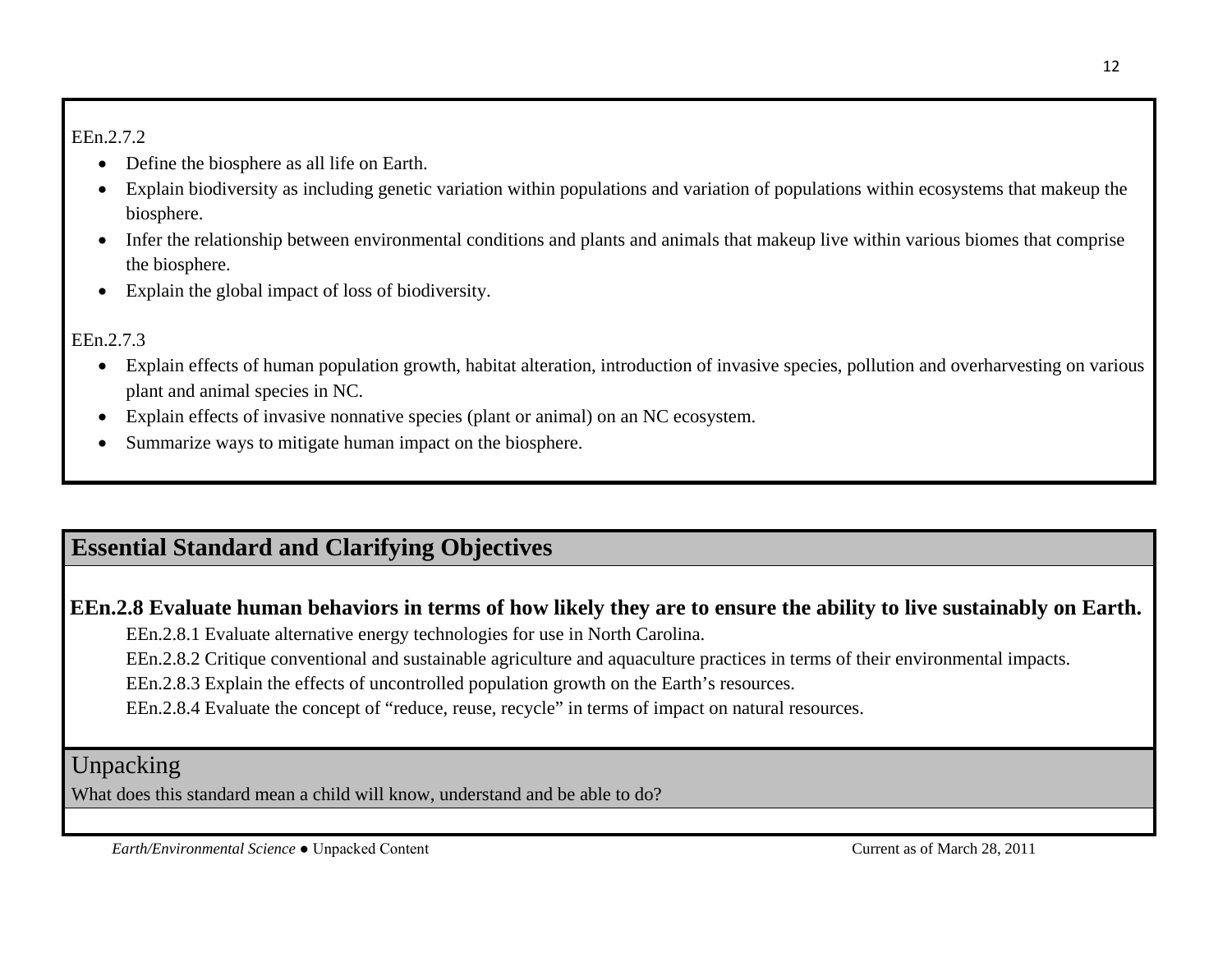EEn.2.7.2

- Define the biosphere as all life on Earth.
- Explain biodiversity as including genetic variation within populations and variation of populations within ecosystems that makeup the biosphere.
- Infer the relationship between environmental conditions and plants and animals that makeup live within various biomes that comprise the biosphere.
- Explain the global impact of loss of biodiversity.

EEn.2.7.3

- Explain effects of human population growth, habitat alteration, introduction of invasive species, pollution and overharvesting on various plant and animal species in NC.
- Explain effects of invasive nonnative species (plant or animal) on an NC ecosystem.
- Summarize ways to mitigate human impact on the biosphere.

## Essential Standard and Clarifying Objectives

**EEn.2.8 Evaluate human behaviors in terms of how likely they are to ensure the ability to live sustainably on Earth.**

EEn.2.8.1 Evaluate alternative energy technologies for use in North Carolina.

EEn.2.8.2 Critique conventional and sustainable agriculture and aquaculture practices in terms of their environmental impacts.

EEn.2.8.3 Explain the effects of uncontrolled population growth on the Earth's resources.

EEn.2.8.4 Evaluate the concept of "reduce, reuse, recycle" in terms of impact on natural resources.

## Unpacking

What does this standard mean a child will know, understand and be able to do?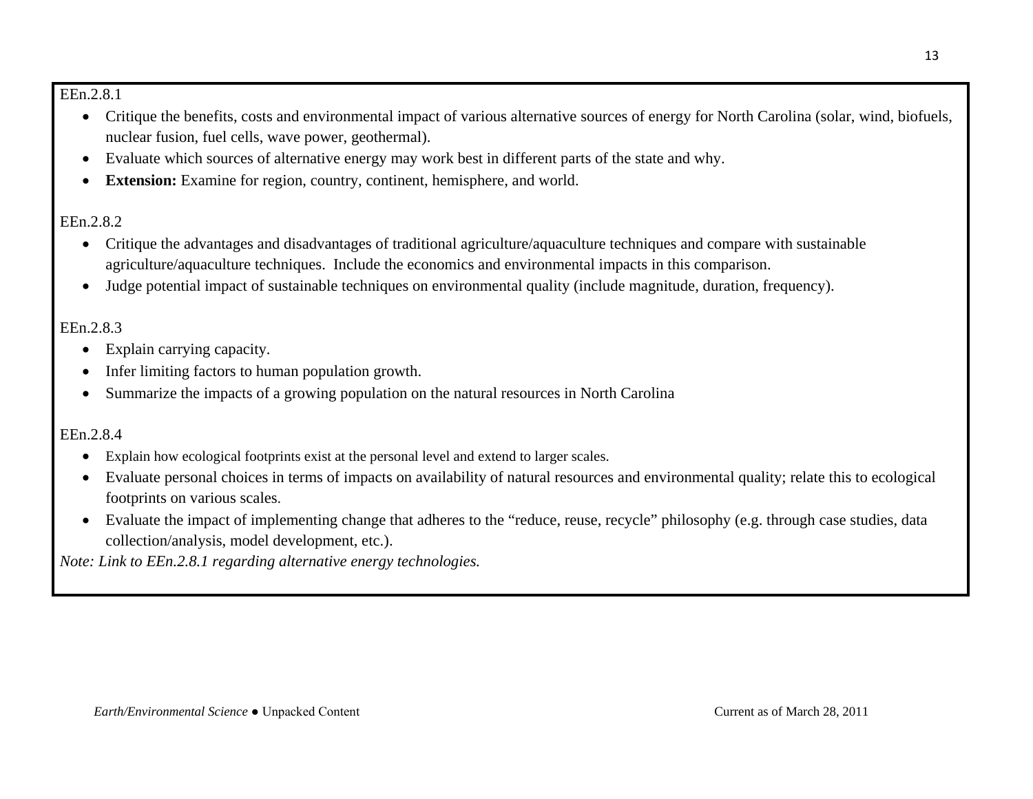EEn.2.8.1

- Critique the benefits, costs and environmental impact of various alternative sources of energy for North Carolina (solar, wind, biofuels, nuclear fusion, fuel cells, wave power, geothermal).
- Evaluate which sources of alternative energy may work best in different parts of the state and why.
- **Extension:** Examine for region, country, continent, hemisphere, and world.

EEn.2.8.2

- Critique the advantages and disadvantages of traditional agriculture/aquaculture techniques and compare with sustainable agriculture/aquaculture techniques. Include the economics and environmental impacts in this comparison.
- Judge potential impact of sustainable techniques on environmental quality (include magnitude, duration, frequency).

EEn.2.8.3

- Explain carrying capacity.
- Infer limiting factors to human population growth.
- Summarize the impacts of a growing population on the natural resources in North Carolina

EEn.2.8.4

- Explain how ecological footprints exist at the personal level and extend to larger scales.
- Evaluate personal choices in terms of impacts on availability of natural resources and environmental quality; relate this to ecological footprints on various scales.
- Evaluate the impact of implementing change that adheres to the "reduce, reuse, recycle" philosophy (e.g. through case studies, data collection/analysis, model development, etc.).

*Note: Link to EEn.2.8.1 regarding alternative energy technologies.*